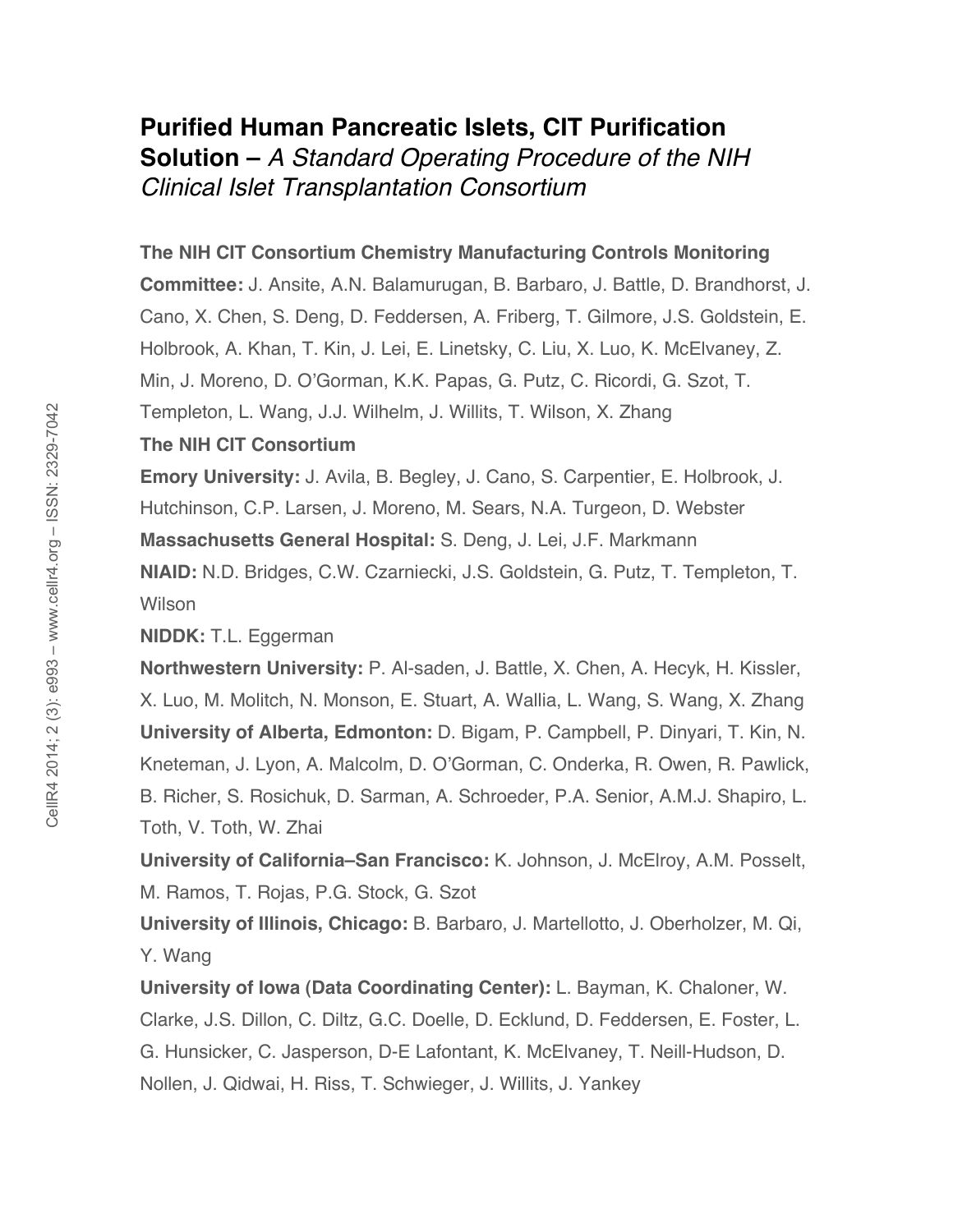# **Purified Human Pancreatic Islets, CIT Purification Solution –** *A Standard Operating Procedure of the NIH Clinical Islet Transplantation Consortium*

**The NIH CIT Consortium Chemistry Manufacturing Controls Monitoring Committee:** J. Ansite, A.N. Balamurugan, B. Barbaro, J. Battle, D. Brandhorst, J. Cano, X. Chen, S. Deng, D. Feddersen, A. Friberg, T. Gilmore, J.S. Goldstein, E. Holbrook, A. Khan, T. Kin, J. Lei, E. Linetsky, C. Liu, X. Luo, K. McElvaney, Z. Min, J. Moreno, D. O'Gorman, K.K. Papas, G. Putz, C. Ricordi, G. Szot, T. Templeton, L. Wang, J.J. Wilhelm, J. Willits, T. Wilson, X. Zhang

**The NIH CIT Consortium**

**Emory University:** J. Avila, B. Begley, J. Cano, S. Carpentier, E. Holbrook, J. Hutchinson, C.P. Larsen, J. Moreno, M. Sears, N.A. Turgeon, D. Webster

**Massachusetts General Hospital:** S. Deng, J. Lei, J.F. Markmann

**NIAID:** N.D. Bridges, C.W. Czarniecki, J.S. Goldstein, G. Putz, T. Templeton, T. Wilson

**NIDDK:** T.L. Eggerman

**Northwestern University:** P. Al-saden, J. Battle, X. Chen, A. Hecyk, H. Kissler, X. Luo, M. Molitch, N. Monson, E. Stuart, A. Wallia, L. Wang, S. Wang, X. Zhang

**University of Alberta, Edmonton:** D. Bigam, P. Campbell, P. Dinyari, T. Kin, N. Kneteman, J. Lyon, A. Malcolm, D. O'Gorman, C. Onderka, R. Owen, R. Pawlick, B. Richer, S. Rosichuk, D. Sarman, A. Schroeder, P.A. Senior, A.M.J. Shapiro, L. Toth, V. Toth, W. Zhai

**University of California–San Francisco:** K. Johnson, J. McElroy, A.M. Posselt, M. Ramos, T. Rojas, P.G. Stock, G. Szot

**University of Illinois, Chicago:** B. Barbaro, J. Martellotto, J. Oberholzer, M. Qi, Y. Wang

**University of Iowa (Data Coordinating Center):** L. Bayman, K. Chaloner, W. Clarke, J.S. Dillon, C. Diltz, G.C. Doelle, D. Ecklund, D. Feddersen, E. Foster, L. G. Hunsicker, C. Jasperson, D-E Lafontant, K. McElvaney, T. Neill-Hudson, D. Nollen, J. Qidwai, H. Riss, T. Schwieger, J. Willits, J. Yankey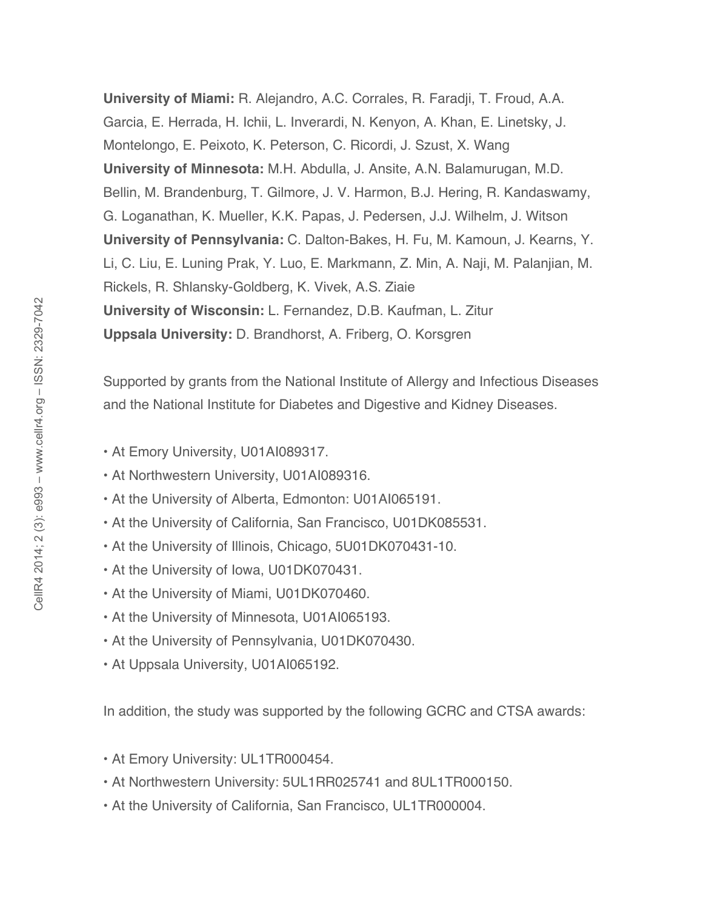**University of Miami:** R. Alejandro, A.C. Corrales, R. Faradji, T. Froud, A.A. Garcia, E. Herrada, H. Ichii, L. Inverardi, N. Kenyon, A. Khan, E. Linetsky, J. Montelongo, E. Peixoto, K. Peterson, C. Ricordi, J. Szust, X. Wang
**University of Minnesota:** M.H. Abdulla, J. Ansite, A.N. Balamurugan, M.D. Bellin, M. Brandenburg, T. Gilmore, J. V. Harmon, B.J. Hering, R. Kandaswamy, G. Loganathan, K. Mueller, K.K. Papas, J. Pedersen, J.J. Wilhelm, J. Witson
**University of Pennsylvania:** C. Dalton-Bakes, H. Fu, M. Kamoun, J. Kearns, Y. Li, C. Liu, E. Luning Prak, Y. Luo, E. Markmann, Z. Min, A. Naji, M. Palanjian, M. Rickels, R. Shlansky-Goldberg, K. Vivek, A.S. Ziaie
**University of Wisconsin:** L. Fernandez, D.B. Kaufman, L. Zitur
**Uppsala University:** D. Brandhorst, A. Friberg, O. Korsgren

Supported by grants from the National Institute of Allergy and Infectious Diseases and the National Institute for Diabetes and Digestive and Kidney Diseases.

- At Emory University, U01AI089317.
- At Northwestern University, U01AI089316.
- At the University of Alberta, Edmonton: U01AI065191.
- At the University of California, San Francisco, U01DK085531.
- At the University of Illinois, Chicago, 5U01DK070431-10.
- At the University of Iowa, U01DK070431.
- At the University of Miami, U01DK070460.
- At the University of Minnesota, U01AI065193.
- At the University of Pennsylvania, U01DK070430.
- At Uppsala University, U01AI065192.

In addition, the study was supported by the following GCRC and CTSA awards:

- At Emory University: UL1TR000454.
- At Northwestern University: 5UL1RR025741 and 8UL1TR000150.
- At the University of California, San Francisco, UL1TR000004.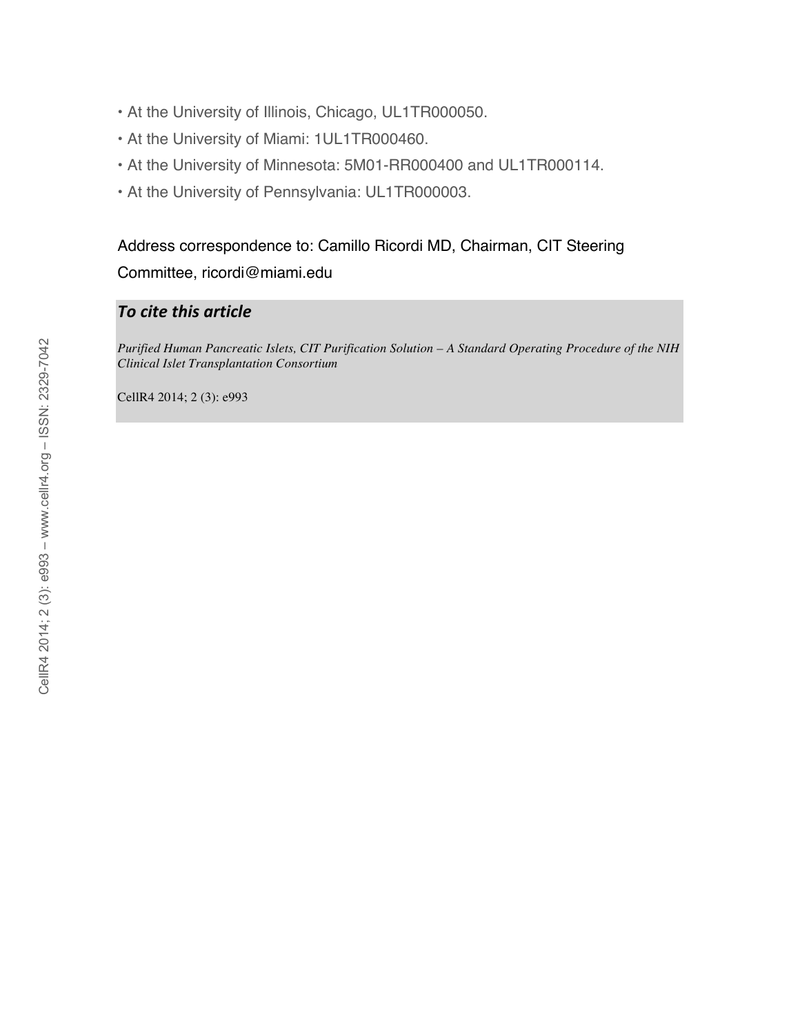- At the University of Illinois, Chicago, UL1TR000050.
- At the University of Miami: 1UL1TR000460.
- At the University of Minnesota: 5M01-RR000400 and UL1TR000114.
- At the University of Pennsylvania: UL1TR000003.

Address correspondence to: Camillo Ricordi MD, Chairman, CIT Steering Committee, ricordi@miami.edu

### *To cite this article*

*Purified Human Pancreatic Islets, CIT Purification Solution – A Standard Operating Procedure of the NIH Clinical Islet Transplantation Consortium*

CellR4 2014; 2 (3): e993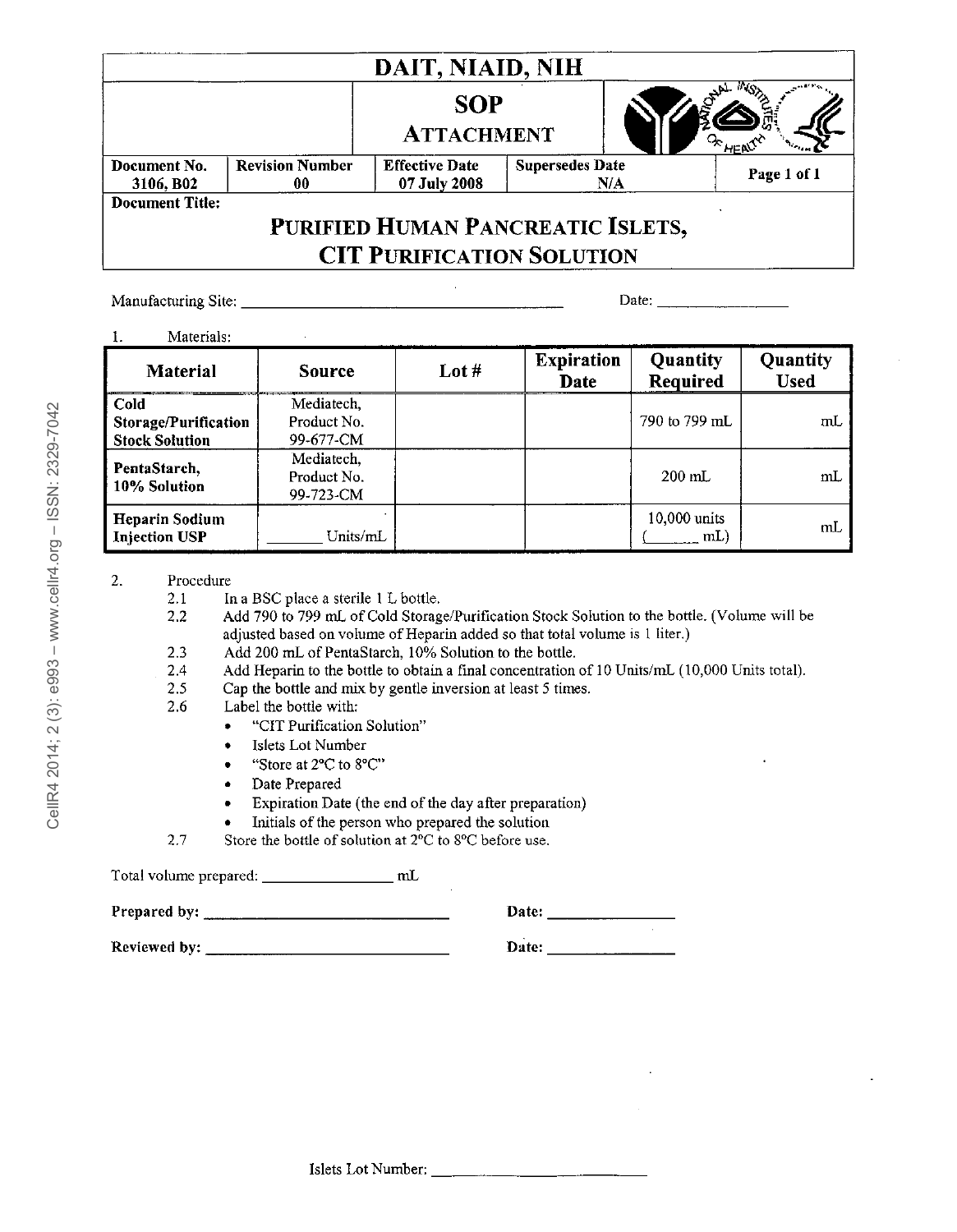| DAIT, NIAID, NIH | | | | | |
|---|---|---|---|---|---|
| | | SOP ATTACHMENT | | | |
| **Document No.** 3106, B02 | **Revision Number** 00 | **Effective Date** 07 July 2008 | **Supersedes Date** N/A | | Page 1 of 1 |
| **Document Title:** | | | | | |
| **PURIFIED HUMAN PANCREATIC ISLETS, CIT PURIFICATION SOLUTION** | | | | | |

Manufacturing Site: ________________________________ Date: ______________

1. Materials:

| Material | Source | Lot # | Expiration Date | Quantity Required | Quantity Used |
|---|---|---|---|---|---|
| **Cold Storage/Purification Stock Solution** | Mediatech, Product No. 99-677-CM | | | 790 to 799 mL | mL |
| **PentaStarch, 10% Solution** | Mediatech, Product No. 99-723-CM | | | 200 mL | mL |
| **Heparin Sodium Injection USP** | _______ Units/mL | | | 10,000 units (______ mL) | mL |

2. Procedure
   - 2.1 In a BSC place a sterile 1 L bottle.
   - 2.2 Add 790 to 799 mL of Cold Storage/Purification Stock Solution to the bottle. (Volume will be adjusted based on volume of Heparin added so that total volume is 1 liter.)
   - 2.3 Add 200 mL of PentaStarch, 10% Solution to the bottle.
   - 2.4 Add Heparin to the bottle to obtain a final concentration of 10 Units/mL (10,000 Units total).
   - 2.5 Cap the bottle and mix by gentle inversion at least 5 times.
   - 2.6 Label the bottle with:
     - "CIT Purification Solution"
     - Islets Lot Number
     - "Store at 2°C to 8°C"
     - Date Prepared
     - Expiration Date (the end of the day after preparation)
     - Initials of the person who prepared the solution
   - 2.7 Store the bottle of solution at 2°C to 8°C before use.

Total volume prepared: ______________ mL

**Prepared by:** ____________________________ **Date:** ______________

**Reviewed by:** ____________________________ **Date:** ______________

Islets Lot Number: ______________________